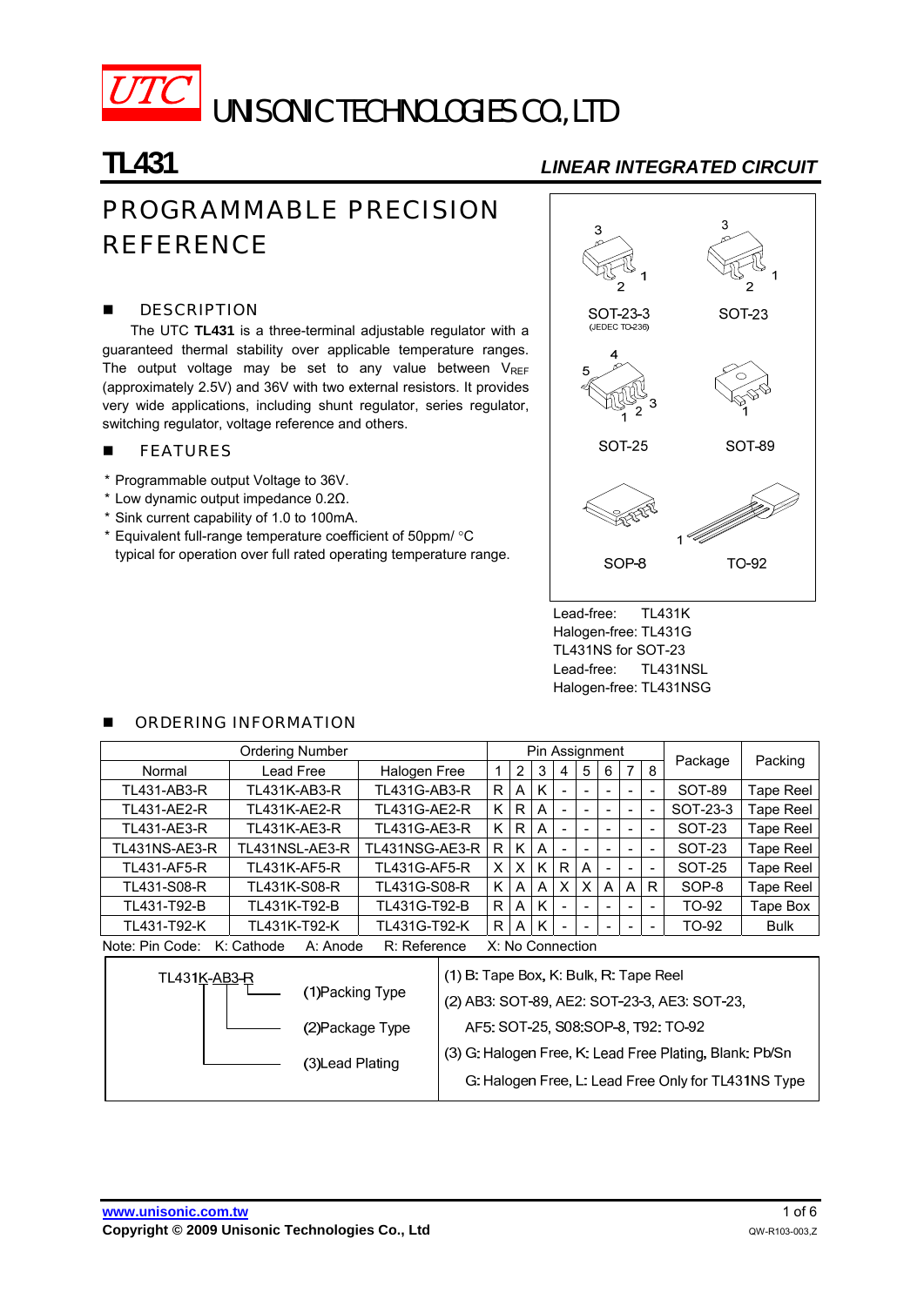UNISONIC TECHNOLOGIES CO., LTD

# TL431

*LINEAR INTEGRATED CIRCUIT*

## PROGRAMMABLE PRECISION REFERENCE

### DESCRIPTION

The UTC **TL431** is a three-terminal adjustable regulator with a guaranteed thermal stability over applicable temperature ranges. The output voltage may be set to any value between $V_{REF}$ (approximately 2.5V) and 36V with two external resistors. It provides very wide applications, including shunt regulator, series regulator, switching regulator, voltage reference and others.

### FEATURES

* Programmable output Voltage to 36V.
* Low dynamic output impedance 0.2Ω.
* Sink current capability of 1.0 to 100mA.
* Equivalent full-range temperature coefficient of 50ppm/ °C typical for operation over full rated operating temperature range.

SOT-23-3 (JEDEC TO-236) | SOT-23 | SOT-25 | SOT-89 | SOP-8 | TO-92

Lead-free: TL431K
Halogen-free: TL431G
TL431NS for SOT-23
Lead-free: TL431NSL
Halogen-free: TL431NSG

### ORDERING INFORMATION

| Ordering Number | | | Pin Assignment | | | | | | | | Package | Packing |
|---|---|---|---|---|---|---|---|---|---|---|---|---|
| Normal | Lead Free | Halogen Free | 1 | 2 | 3 | 4 | 5 | 6 | 7 | 8 | | |
| TL431-AB3-R | TL431K-AB3-R | TL431G-AB3-R | R | A | K | - | - | - | - | - | SOT-89 | Tape Reel |
| TL431-AE2-R | TL431K-AE2-R | TL431G-AE2-R | K | R | A | - | - | - | - | - | SOT-23-3 | Tape Reel |
| TL431-AE3-R | TL431K-AE3-R | TL431G-AE3-R | K | R | A | - | - | - | - | - | SOT-23 | Tape Reel |
| TL431NS-AE3-R | TL431NSL-AE3-R | TL431NSG-AE3-R | R | K | A | - | - | - | - | - | SOT-23 | Tape Reel |
| TL431-AF5-R | TL431K-AF5-R | TL431G-AF5-R | X | X | K | R | A | - | - | - | SOT-25 | Tape Reel |
| TL431-S08-R | TL431K-S08-R | TL431G-S08-R | K | A | A | X | X | A | A | R | SOP-8 | Tape Reel |
| TL431-T92-B | TL431K-T92-B | TL431G-T92-B | R | A | K | - | - | - | - | - | TO-92 | Tape Box |
| TL431-T92-K | TL431K-T92-K | TL431G-T92-K | R | A | K | - | - | - | - | - | TO-92 | Bulk |

Note: Pin Code: K: Cathode A: Anode R: Reference X: No Connection

TL431K-AB3-R
(1)Packing Type
(2)Package Type
(3)Lead Plating

(1) B: Tape Box, K: Bulk, R: Tape Reel
(2) AB3: SOT-89, AE2: SOT-23-3, AE3: SOT-23, AF5: SOT-25, S08:SOP-8, T92: TO-92
(3) G: Halogen Free, K: Lead Free Plating, Blank: Pb/Sn
G: Halogen Free, L: Lead Free Only for TL431NS Type

www.unisonic.com.tw
Copyright © 2009 Unisonic Technologies Co., Ltd
QW-R103-003,Z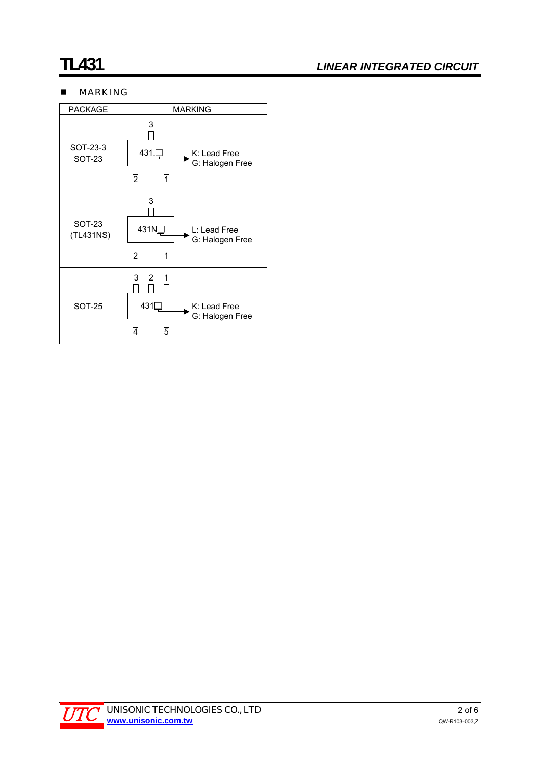## MARKING

| PACKAGE | MARKING |
|---|---|
| SOT-23-3<br>SOT-23 | Pins: 3 (top); 2, 1 (bottom)<br>Marking: 431.□<br>□ → K: Lead Free, G: Halogen Free |
| SOT-23<br>(TL431NS) | Pins: 3 (top); 2, 1 (bottom)<br>Marking: 431N□<br>□ → L: Lead Free, G: Halogen Free |
| SOT-25 | Pins: 3, 2, 1 (top); 4, 5 (bottom)<br>Marking: 431□<br>□ → K: Lead Free, G: Halogen Free |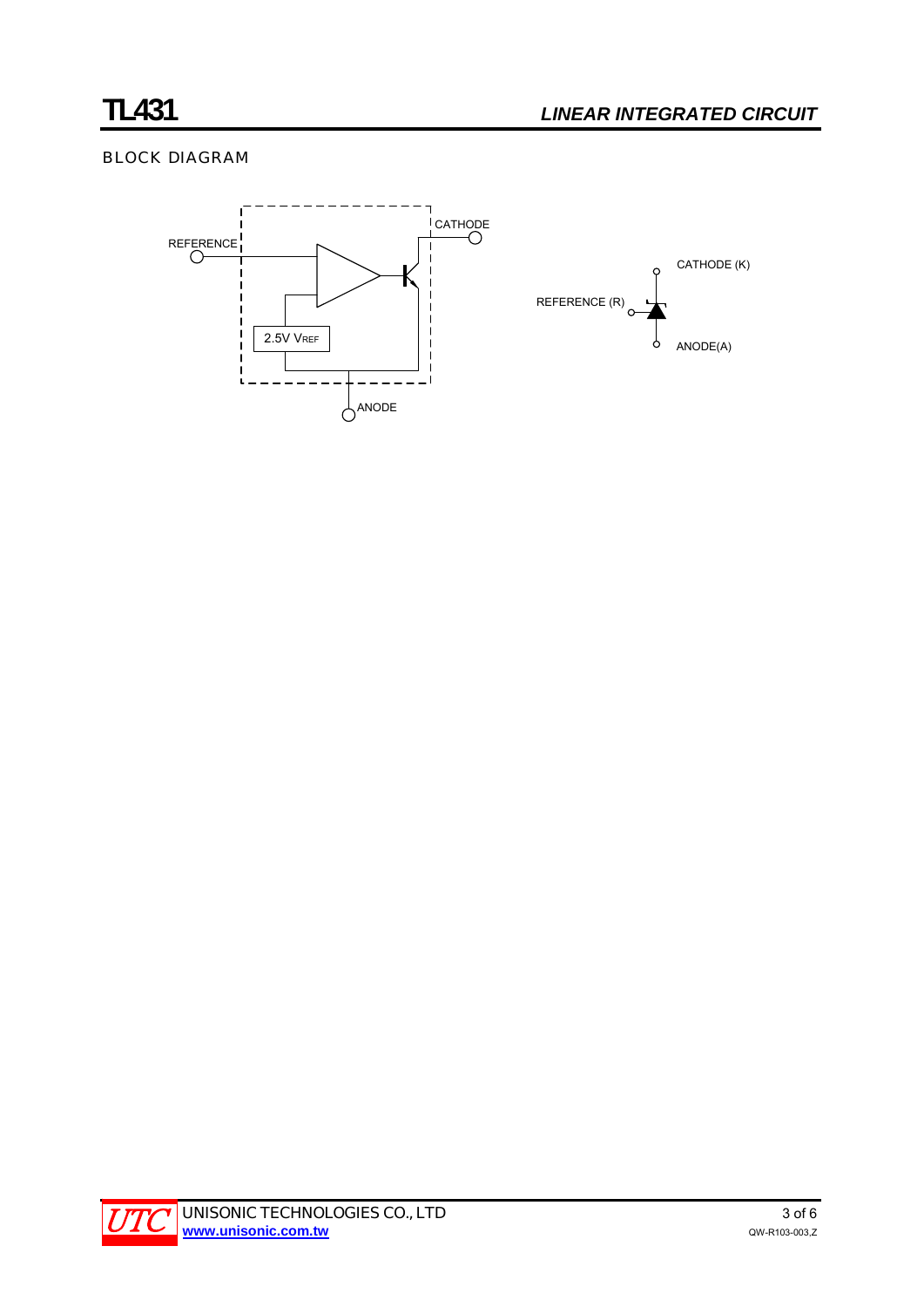## BLOCK DIAGRAM

REFERENCE

CATHODE

2.5V $V_{REF}$

ANODE

CATHODE (K)

REFERENCE (R)

ANODE(A)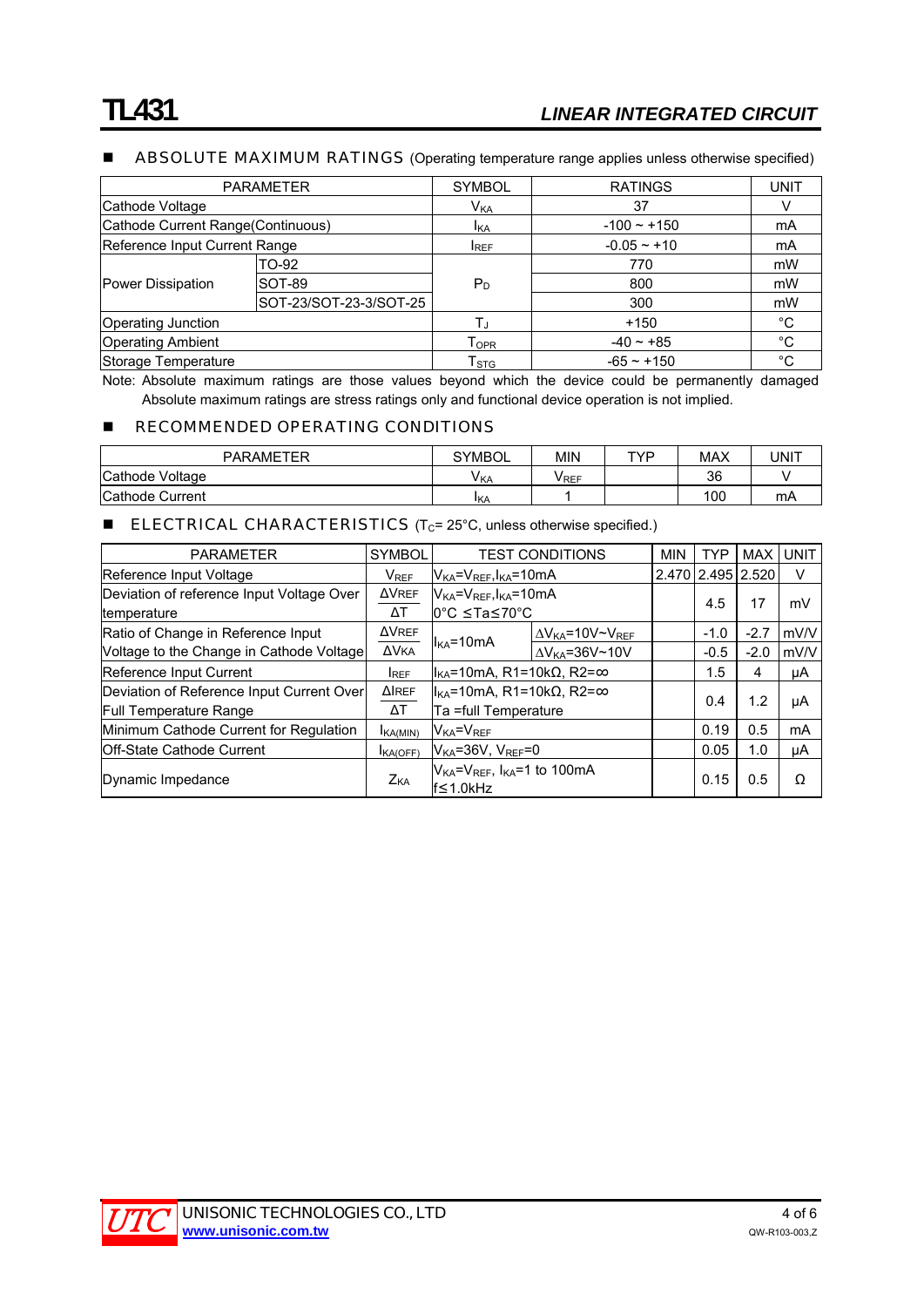## ABSOLUTE MAXIMUM RATINGS (Operating temperature range applies unless otherwise specified)

| PARAMETER | | SYMBOL | RATINGS | UNIT |
|---|---|---|---|---|
| Cathode Voltage | | $V_{KA}$ | 37 | V |
| Cathode Current Range(Continuous) | | $I_{KA}$ | -100 ~ +150 | mA |
| Reference Input Current Range | | $I_{REF}$ | -0.05 ~ +10 | mA |
| Power Dissipation | TO-92 | $P_D$ | 770 | mW |
| | SOT-89 | | 800 | mW |
| | SOT-23/SOT-23-3/SOT-25 | | 300 | mW |
| Operating Junction | | $T_J$ | +150 | °C |
| Operating Ambient | | $T_{OPR}$ | -40 ~ +85 | °C |
| Storage Temperature | | $T_{STG}$ | -65 ~ +150 | °C |

Note: Absolute maximum ratings are those values beyond which the device could be permanently damaged Absolute maximum ratings are stress ratings only and functional device operation is not implied.

## RECOMMENDED OPERATING CONDITIONS

| PARAMETER | SYMBOL | MIN | TYP | MAX | UNIT |
|---|---|---|---|---|---|
| Cathode Voltage | $V_{KA}$ | $V_{REF}$ | | 36 | V |
| Cathode Current | $I_{KA}$ | 1 | | 100 | mA |

## ELECTRICAL CHARACTERISTICS ($T_C$= 25°C, unless otherwise specified.)

| PARAMETER | SYMBOL | TEST CONDITIONS | | MIN | TYP | MAX | UNIT |
|---|---|---|---|---|---|---|---|
| Reference Input Voltage | $V_{REF}$ | $V_{KA}=V_{REF}$, $I_{KA}$=10mA | | 2.470 | 2.495 | 2.520 | V |
| Deviation of reference Input Voltage Over temperature | $\Delta V_{REF}/\Delta T$ | $V_{KA}=V_{REF}$, $I_{KA}$=10mA 0°C ≤Ta≤70°C | | | 4.5 | 17 | mV |
| Ratio of Change in Reference Input Voltage to the Change in Cathode Voltage | $\Delta V_{REF}/\Delta V_{KA}$ | $I_{KA}$=10mA | $\Delta V_{KA}$=10V~$V_{REF}$ | | -1.0 | -2.7 | mV/V |
| | | | $\Delta V_{KA}$=36V~10V | | -0.5 | -2.0 | mV/V |
| Reference Input Current | $I_{REF}$ | $I_{KA}$=10mA, R1=10kΩ, R2=∞ | | | 1.5 | 4 | μA |
| Deviation of Reference Input Current Over Full Temperature Range | $\Delta I_{REF}/\Delta T$ | $I_{KA}$=10mA, R1=10kΩ, R2=∞ Ta =full Temperature | | | 0.4 | 1.2 | μA |
| Minimum Cathode Current for Regulation | $I_{KA(MIN)}$ | $V_{KA}=V_{REF}$ | | | 0.19 | 0.5 | mA |
| Off-State Cathode Current | $I_{KA(OFF)}$ | $V_{KA}$=36V, $V_{REF}$=0 | | | 0.05 | 1.0 | μA |
| Dynamic Impedance | $Z_{KA}$ | $V_{KA}=V_{REF}$, $I_{KA}$=1 to 100mA f≤1.0kHz | | | 0.15 | 0.5 | Ω |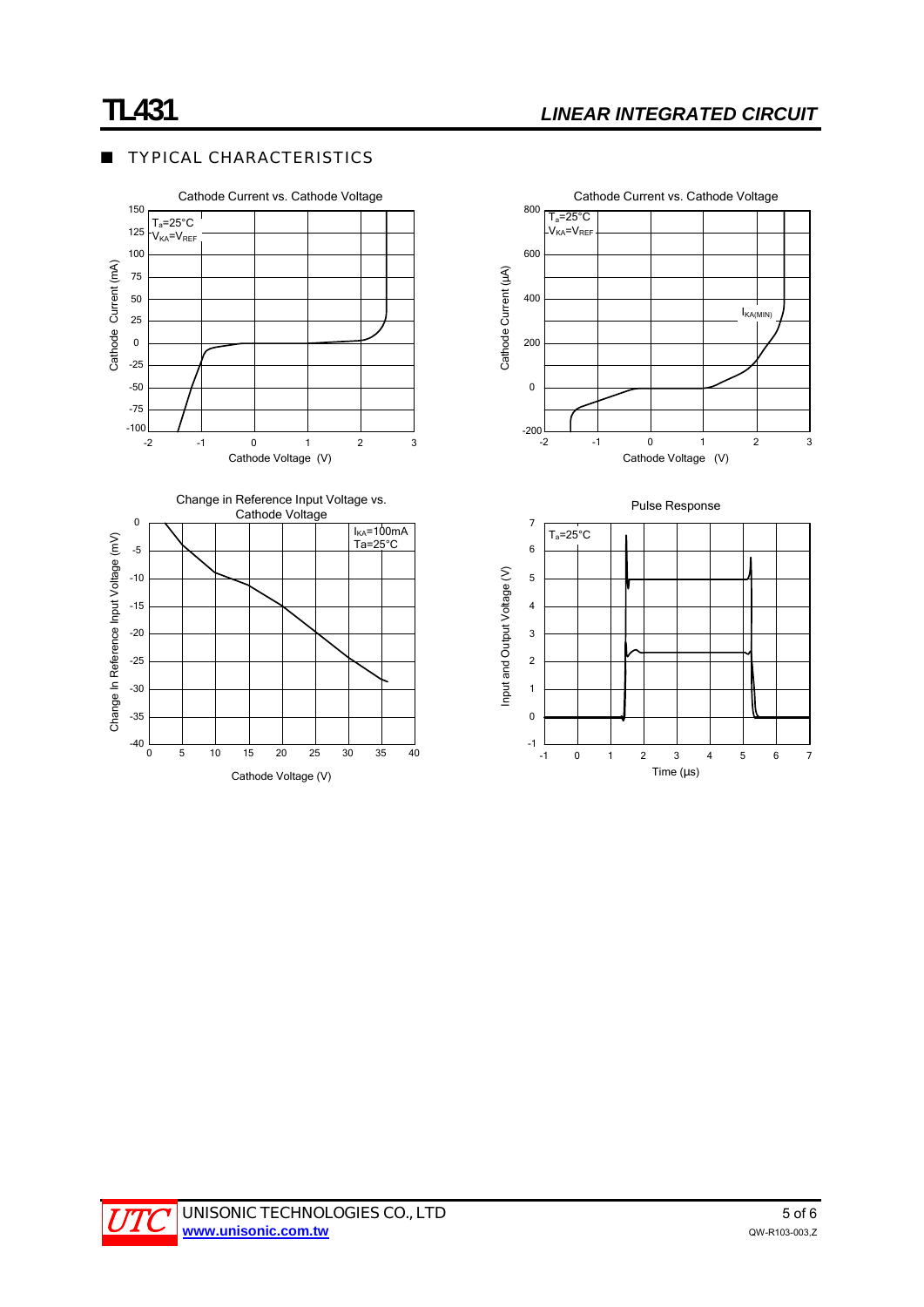## TYPICAL CHARACTERISTICS

**Cathode Current vs. Cathode Voltage**

$T_a$=25°C
$V_{KA}$=$V_{REF}$

Cathode Current (mA): 150, 125, 100, 75, 50, 25, 0, -25, -50, -75, -100

Cathode Voltage (V): -2, -1, 0, 1, 2, 3

**Cathode Current vs. Cathode Voltage**

$T_a$=25°C
$V_{KA}$=$V_{REF}$

$I_{KA(MIN)}$

Cathode Current (μA): 800, 600, 400, 200, 0, -200

Cathode Voltage (V): -2, -1, 0, 1, 2, 3

**Change in Reference Input Voltage vs. Cathode Voltage**

$I_{KA}$=100mA
Ta=25°C

Change In Reference Input Voltage (mV): 0, -5, -10, -15, -20, -25, -30, -35, -40

Cathode Voltage (V): 0, 5, 10, 15, 20, 25, 30, 35, 40

**Pulse Response**

$T_a$=25°C

Input and Output Voltage (V): 7, 6, 5, 4, 3, 2, 1, 0, -1

Time (μs): -1, 0, 1, 2, 3, 4, 5, 6, 7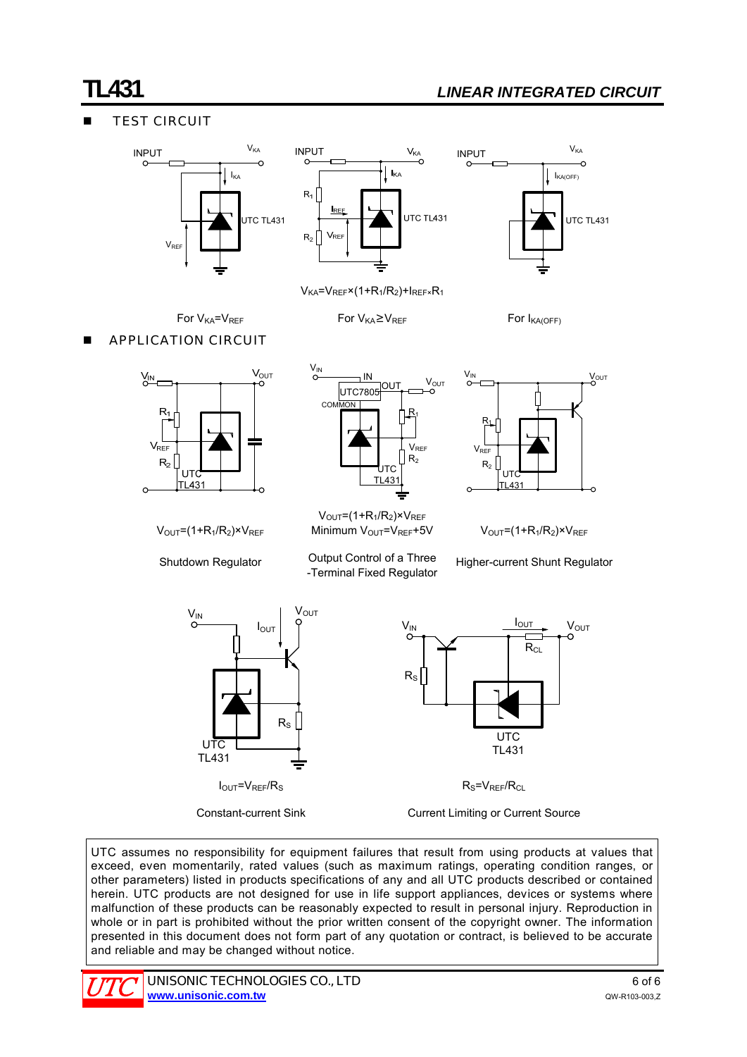## TEST CIRCUIT

INPUT
$V_{KA}$
$I_{KA}$
UTC TL431
$V_{REF}$

For $V_{KA}=V_{REF}$

INPUT
$V_{KA}$
$I_{KA}$
$R_1$
$I_{REF}$
UTC TL431
$R_2$
$V_{REF}$

$V_{KA}=V_{REF}\times(1+R_1/R_2)+I_{REF}\times R_1$

For $V_{KA}\geq V_{REF}$

INPUT
$V_{KA}$
$I_{KA(OFF)}$
UTC TL431

For $I_{KA(OFF)}$

## APPLICATION CIRCUIT

$V_{IN}$
$V_{OUT}$
$R_1$
$V_{REF}$
$R_2$
UTC TL431

$V_{OUT}=(1+R_1/R_2)\times V_{REF}$

Shutdown Regulator

$V_{IN}$
IN
OUT
$V_{OUT}$
UTC7805
COMMON
$R_1$
$V_{REF}$
$R_2$
UTC TL431

$V_{OUT}=(1+R_1/R_2)\times V_{REF}$
Minimum $V_{OUT}=V_{REF}+5V$

Output Control of a Three -Terminal Fixed Regulator

$V_{IN}$
$V_{OUT}$
$R_1$
$V_{REF}$
$R_2$
UTC TL431

$V_{OUT}=(1+R_1/R_2)\times V_{REF}$

Higher-current Shunt Regulator

$V_{IN}$
$I_{OUT}$
$V_{OUT}$
$R_S$
UTC TL431

$I_{OUT}=V_{REF}/R_S$

Constant-current Sink

$V_{IN}$
$I_{OUT}$
$V_{OUT}$
$R_{CL}$
$R_S$
UTC TL431

$R_S=V_{REF}/R_{CL}$

Current Limiting or Current Source

UTC assumes no responsibility for equipment failures that result from using products at values that exceed, even momentarily, rated values (such as maximum ratings, operating condition ranges, or other parameters) listed in products specifications of any and all UTC products described or contained herein. UTC products are not designed for use in life support appliances, devices or systems where malfunction of these products can be reasonably expected to result in personal injury. Reproduction in whole or in part is prohibited without the prior written consent of the copyright owner. The information presented in this document does not form part of any quotation or contract, is believed to be accurate and reliable and may be changed without notice.